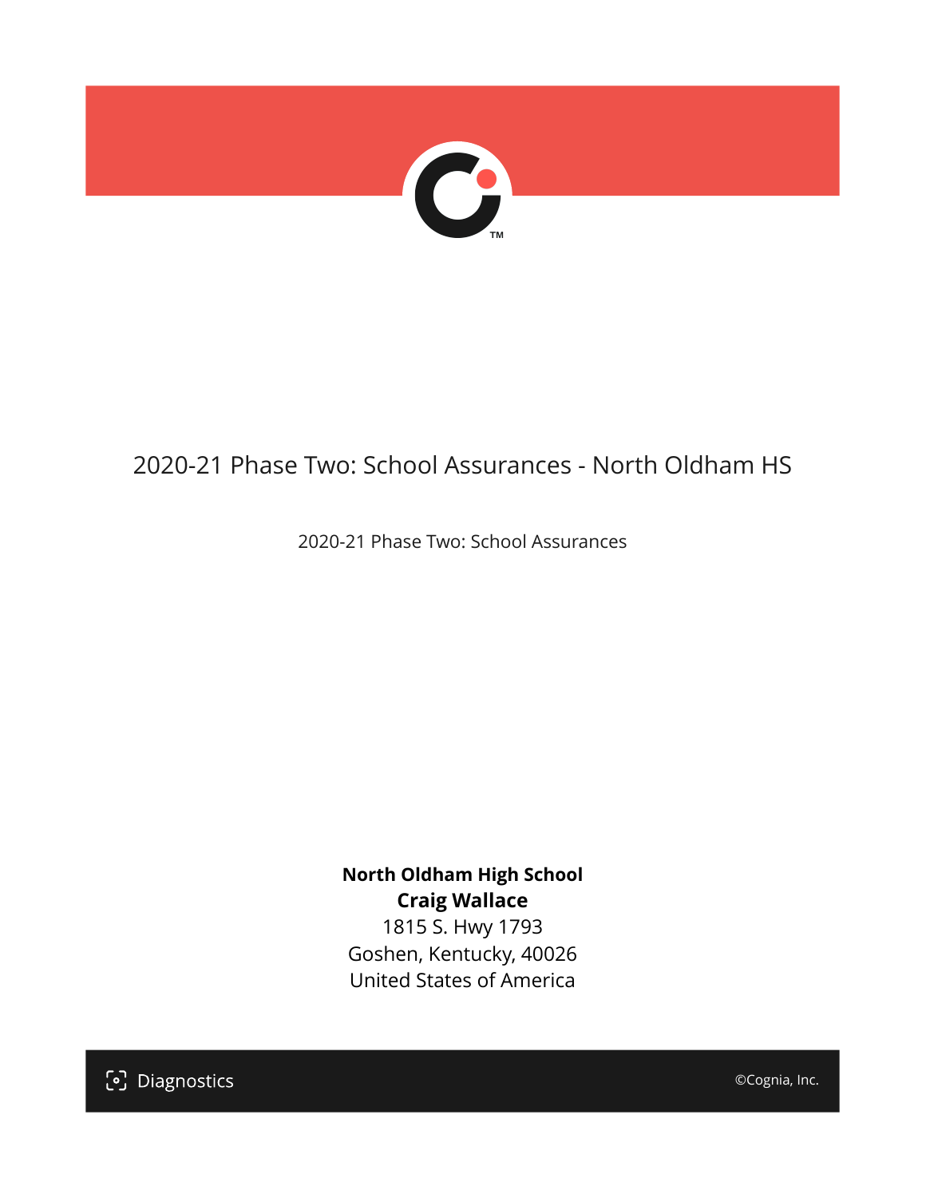# 2020-21 Phase Two: School Assurances - North Oldham HS

2020-21 Phase Two: School Assurances

**North Oldham High School**
**Craig Wallace**
1815 S. Hwy 1793
Goshen, Kentucky, 40026
United States of America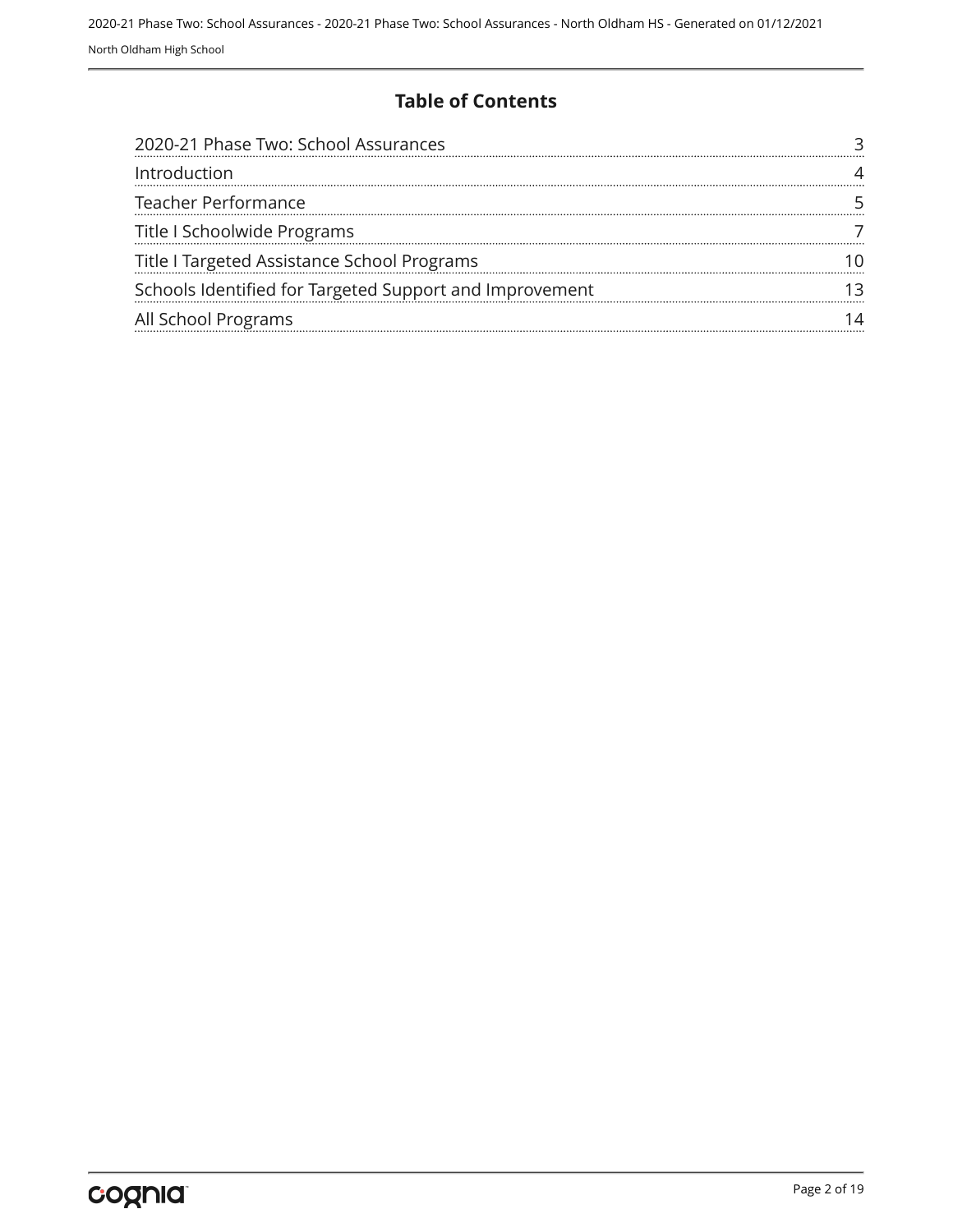## Table of Contents

| | |
|---|---|
| 2020-21 Phase Two: School Assurances | 3 |
| Introduction | 4 |
| Teacher Performance | 5 |
| Title I Schoolwide Programs | 7 |
| Title I Targeted Assistance School Programs | 10 |
| Schools Identified for Targeted Support and Improvement | 13 |
| All School Programs | 14 |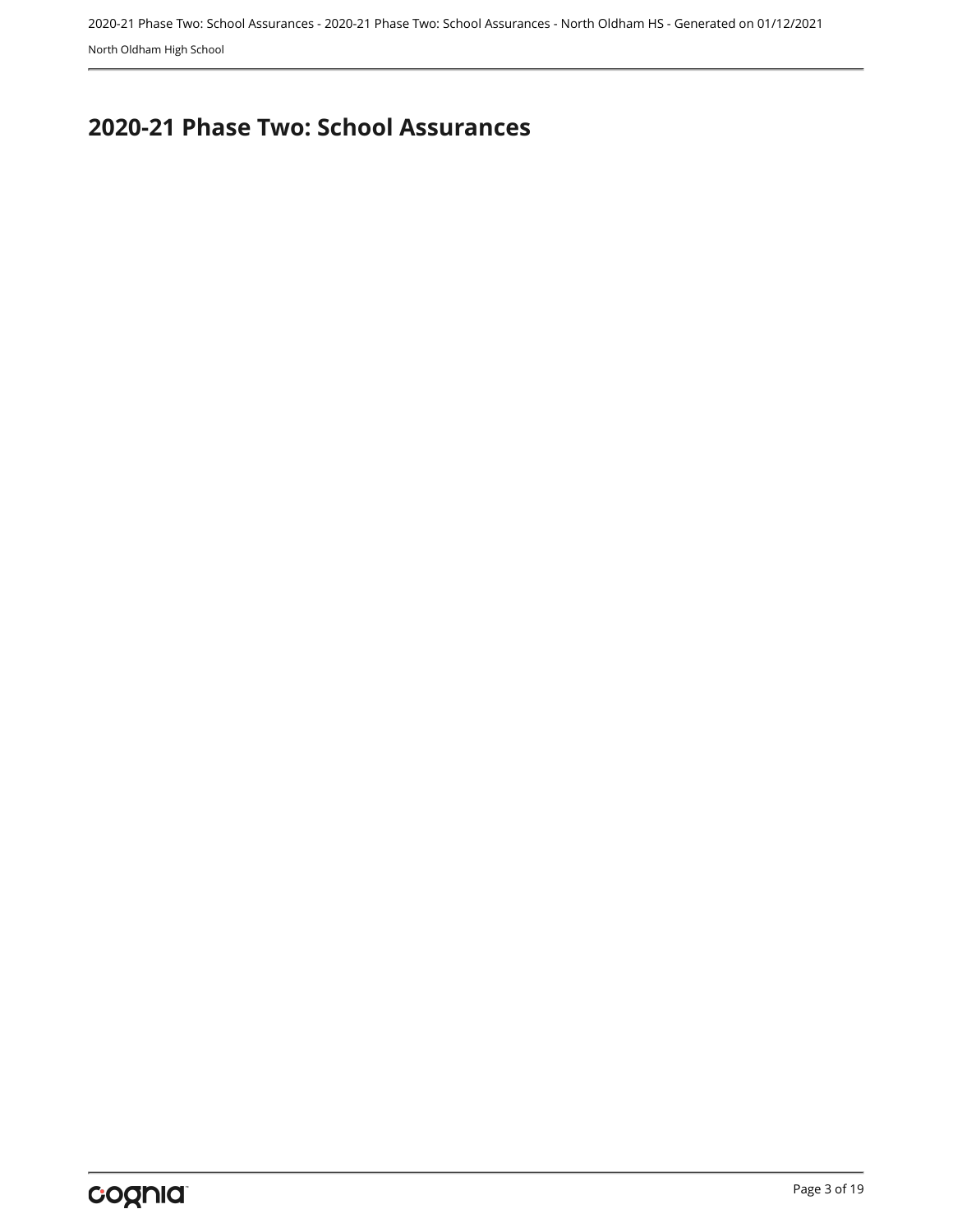# 2020-21 Phase Two: School Assurances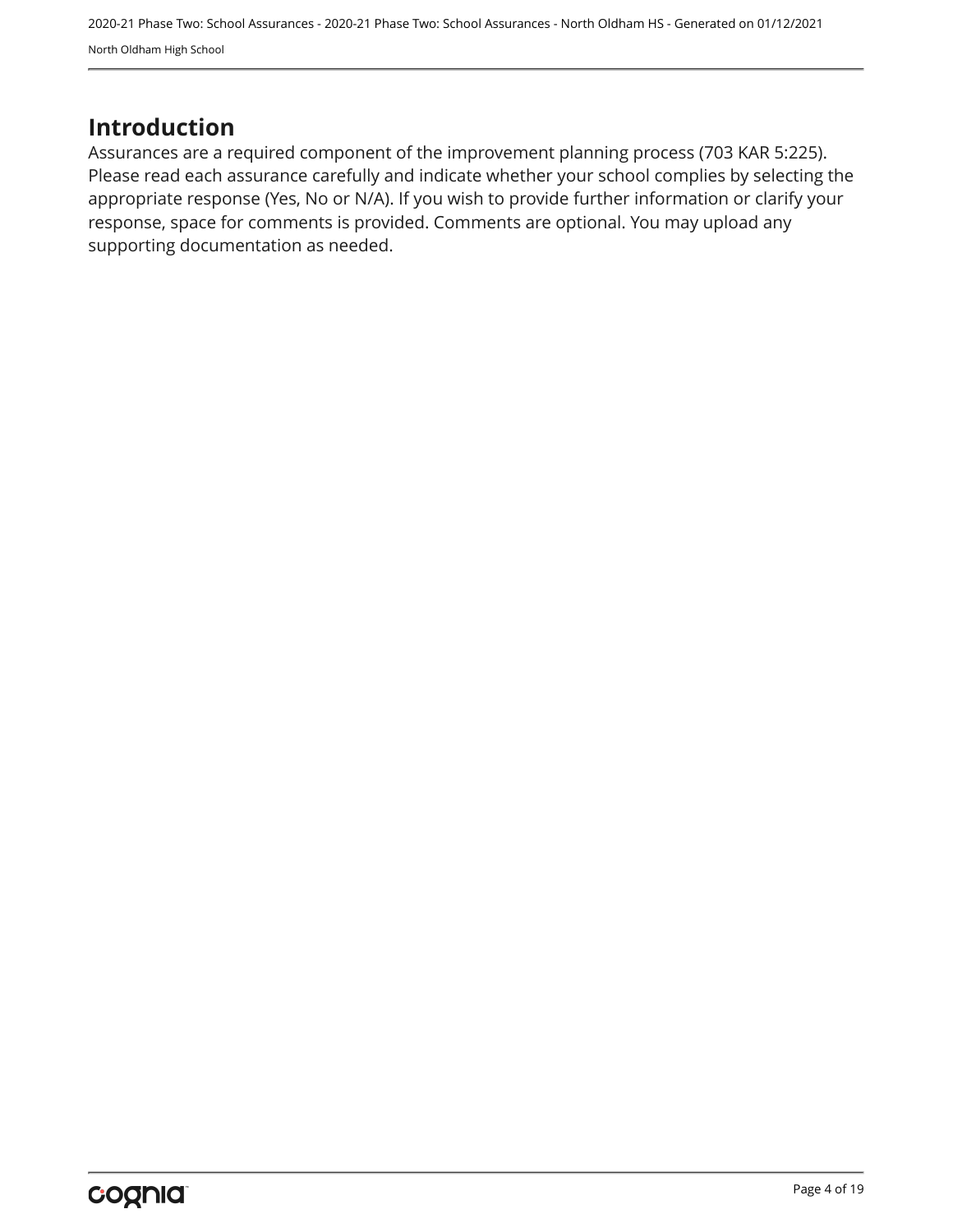## Introduction

Assurances are a required component of the improvement planning process (703 KAR 5:225). Please read each assurance carefully and indicate whether your school complies by selecting the appropriate response (Yes, No or N/A). If you wish to provide further information or clarify your response, space for comments is provided. Comments are optional. You may upload any supporting documentation as needed.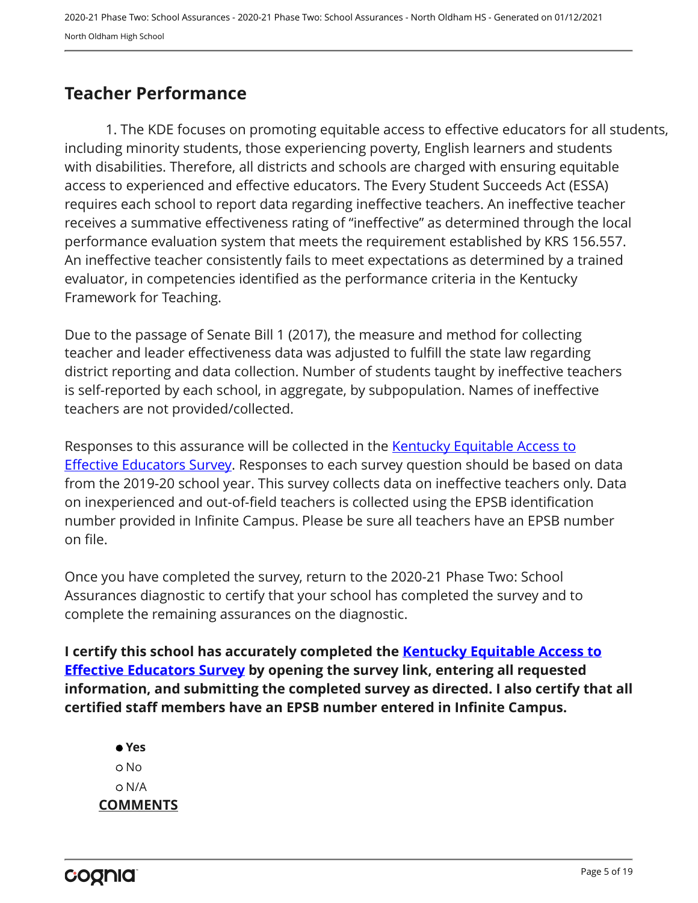## Teacher Performance

1. The KDE focuses on promoting equitable access to effective educators for all students, including minority students, those experiencing poverty, English learners and students with disabilities. Therefore, all districts and schools are charged with ensuring equitable access to experienced and effective educators. The Every Student Succeeds Act (ESSA) requires each school to report data regarding ineffective teachers. An ineffective teacher receives a summative effectiveness rating of "ineffective" as determined through the local performance evaluation system that meets the requirement established by KRS 156.557. An ineffective teacher consistently fails to meet expectations as determined by a trained evaluator, in competencies identified as the performance criteria in the Kentucky Framework for Teaching.

Due to the passage of Senate Bill 1 (2017), the measure and method for collecting teacher and leader effectiveness data was adjusted to fulfill the state law regarding district reporting and data collection. Number of students taught by ineffective teachers is self-reported by each school, in aggregate, by subpopulation. Names of ineffective teachers are not provided/collected.

Responses to this assurance will be collected in the Kentucky Equitable Access to Effective Educators Survey. Responses to each survey question should be based on data from the 2019-20 school year. This survey collects data on ineffective teachers only. Data on inexperienced and out-of-field teachers is collected using the EPSB identification number provided in Infinite Campus. Please be sure all teachers have an EPSB number on file.

Once you have completed the survey, return to the 2020-21 Phase Two: School Assurances diagnostic to certify that your school has completed the survey and to complete the remaining assurances on the diagnostic.

**I certify this school has accurately completed the Kentucky Equitable Access to Effective Educators Survey by opening the survey link, entering all requested information, and submitting the completed survey as directed. I also certify that all certified staff members have an EPSB number entered in Infinite Campus.**

- ● **Yes**
- ○ No
- ○ N/A

**COMMENTS**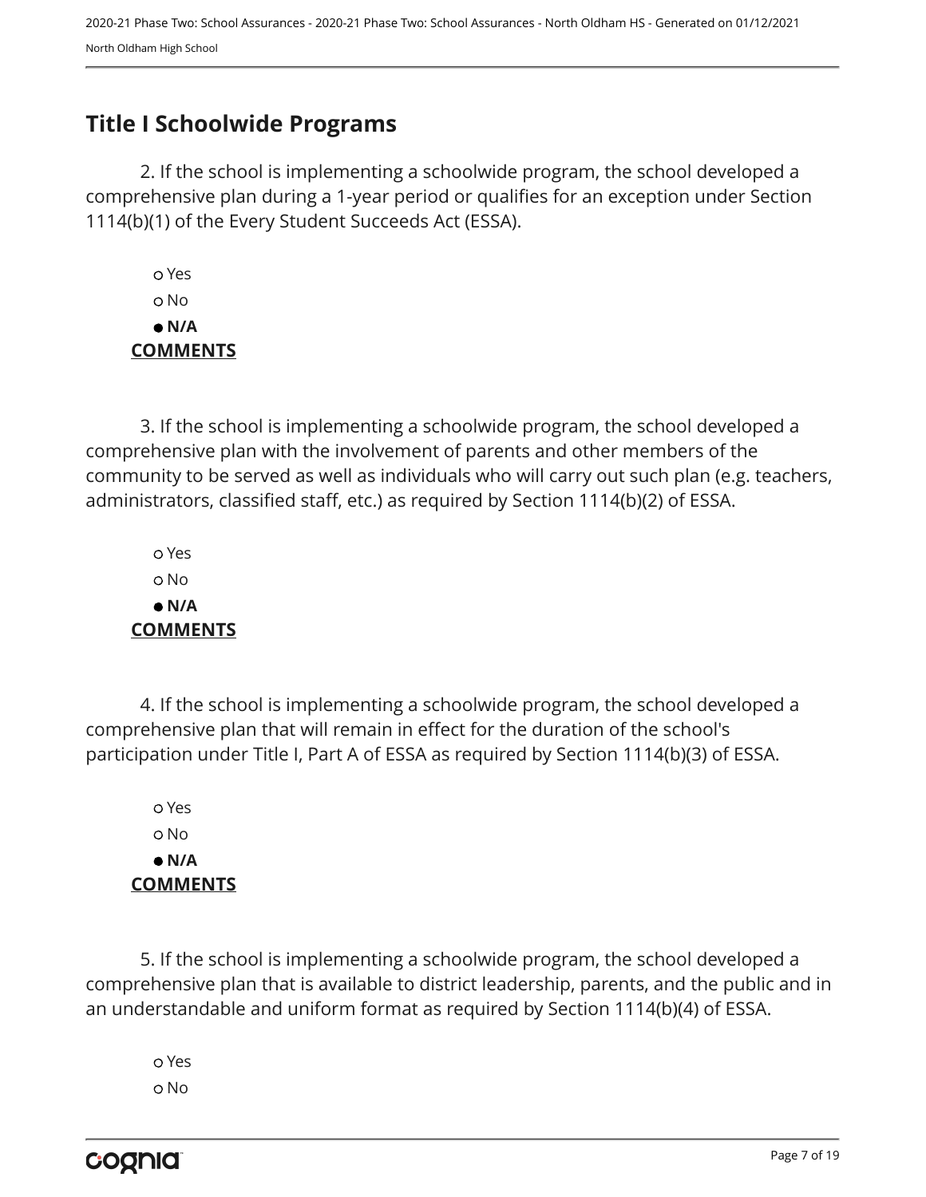## Title I Schoolwide Programs

2. If the school is implementing a schoolwide program, the school developed a comprehensive plan during a 1-year period or qualifies for an exception under Section 1114(b)(1) of the Every Student Succeeds Act (ESSA).

- ○ Yes
- ○ No
- ● **N/A**

**COMMENTS**

3. If the school is implementing a schoolwide program, the school developed a comprehensive plan with the involvement of parents and other members of the community to be served as well as individuals who will carry out such plan (e.g. teachers, administrators, classified staff, etc.) as required by Section 1114(b)(2) of ESSA.

- ○ Yes
- ○ No
- ● **N/A**

**COMMENTS**

4. If the school is implementing a schoolwide program, the school developed a comprehensive plan that will remain in effect for the duration of the school's participation under Title I, Part A of ESSA as required by Section 1114(b)(3) of ESSA.

- ○ Yes
- ○ No
- ● **N/A**

**COMMENTS**

5. If the school is implementing a schoolwide program, the school developed a comprehensive plan that is available to district leadership, parents, and the public and in an understandable and uniform format as required by Section 1114(b)(4) of ESSA.

- ○ Yes
- ○ No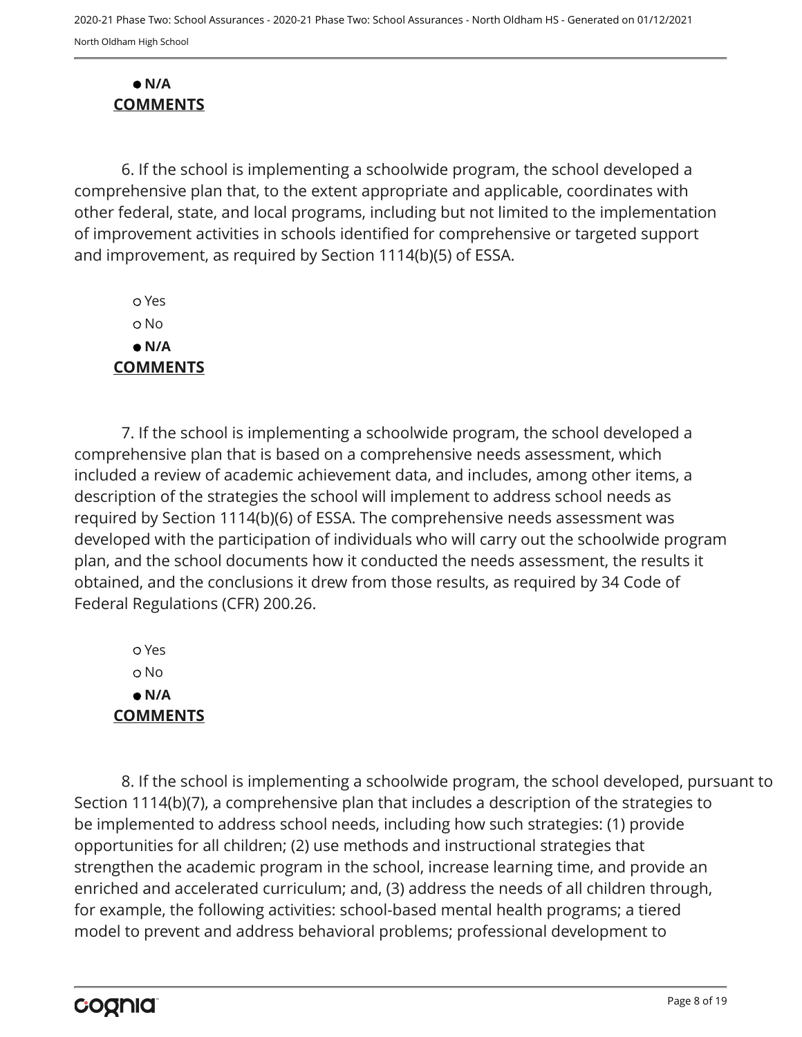- **N/A**

**COMMENTS**

6. If the school is implementing a schoolwide program, the school developed a comprehensive plan that, to the extent appropriate and applicable, coordinates with other federal, state, and local programs, including but not limited to the implementation of improvement activities in schools identified for comprehensive or targeted support and improvement, as required by Section 1114(b)(5) of ESSA.

- Yes
- No
- **N/A**

**COMMENTS**

7. If the school is implementing a schoolwide program, the school developed a comprehensive plan that is based on a comprehensive needs assessment, which included a review of academic achievement data, and includes, among other items, a description of the strategies the school will implement to address school needs as required by Section 1114(b)(6) of ESSA. The comprehensive needs assessment was developed with the participation of individuals who will carry out the schoolwide program plan, and the school documents how it conducted the needs assessment, the results it obtained, and the conclusions it drew from those results, as required by 34 Code of Federal Regulations (CFR) 200.26.

- Yes
- No
- **N/A**

**COMMENTS**

8. If the school is implementing a schoolwide program, the school developed, pursuant to Section 1114(b)(7), a comprehensive plan that includes a description of the strategies to be implemented to address school needs, including how such strategies: (1) provide opportunities for all children; (2) use methods and instructional strategies that strengthen the academic program in the school, increase learning time, and provide an enriched and accelerated curriculum; and, (3) address the needs of all children through, for example, the following activities: school-based mental health programs; a tiered model to prevent and address behavioral problems; professional development to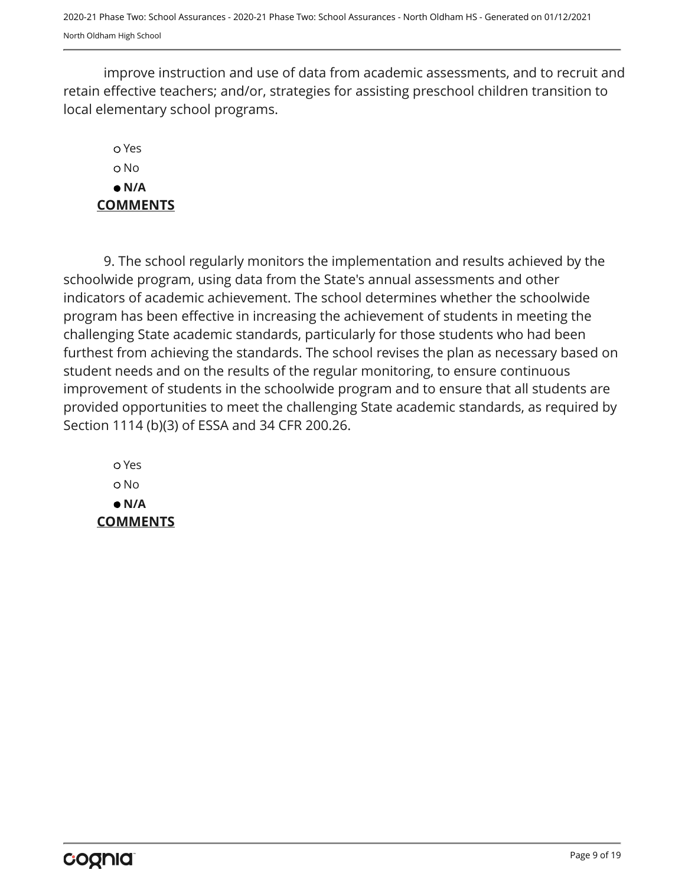improve instruction and use of data from academic assessments, and to recruit and retain effective teachers; and/or, strategies for assisting preschool children transition to local elementary school programs.

- ○ Yes
- ○ No
- ● **N/A**

**COMMENTS**

9. The school regularly monitors the implementation and results achieved by the schoolwide program, using data from the State's annual assessments and other indicators of academic achievement. The school determines whether the schoolwide program has been effective in increasing the achievement of students in meeting the challenging State academic standards, particularly for those students who had been furthest from achieving the standards. The school revises the plan as necessary based on student needs and on the results of the regular monitoring, to ensure continuous improvement of students in the schoolwide program and to ensure that all students are provided opportunities to meet the challenging State academic standards, as required by Section 1114 (b)(3) of ESSA and 34 CFR 200.26.

- ○ Yes
- ○ No
- ● **N/A**

**COMMENTS**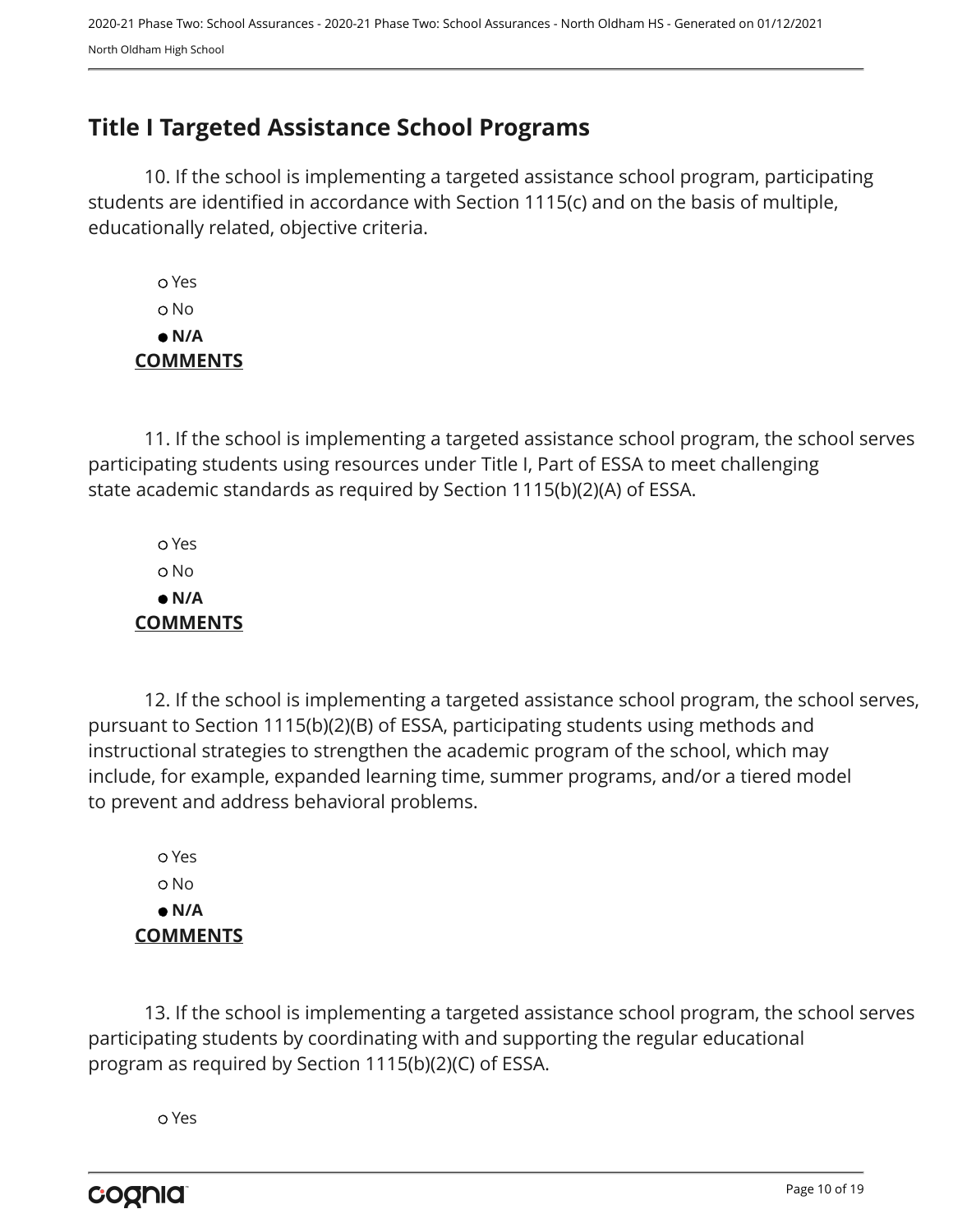## Title I Targeted Assistance School Programs

10. If the school is implementing a targeted assistance school program, participating students are identified in accordance with Section 1115(c) and on the basis of multiple, educationally related, objective criteria.

- ○ Yes
- ○ No
- ● **N/A**

**COMMENTS**

11. If the school is implementing a targeted assistance school program, the school serves participating students using resources under Title I, Part of ESSA to meet challenging state academic standards as required by Section 1115(b)(2)(A) of ESSA.

- ○ Yes
- ○ No
- ● **N/A**

**COMMENTS**

12. If the school is implementing a targeted assistance school program, the school serves, pursuant to Section 1115(b)(2)(B) of ESSA, participating students using methods and instructional strategies to strengthen the academic program of the school, which may include, for example, expanded learning time, summer programs, and/or a tiered model to prevent and address behavioral problems.

- ○ Yes
- ○ No
- ● **N/A**

**COMMENTS**

13. If the school is implementing a targeted assistance school program, the school serves participating students by coordinating with and supporting the regular educational program as required by Section 1115(b)(2)(C) of ESSA.

- ○ Yes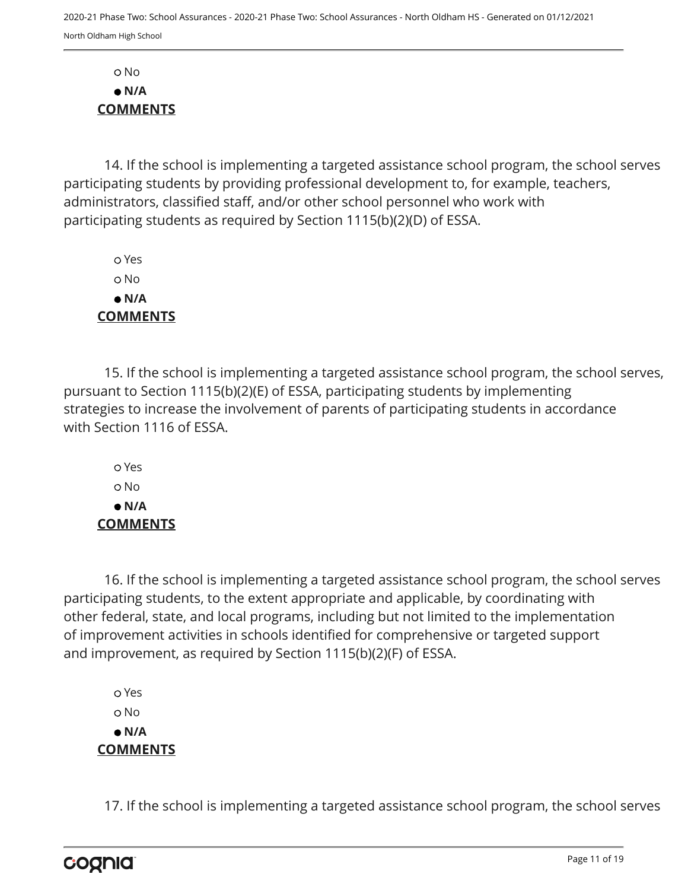○ No

● **N/A**

**COMMENTS**

14. If the school is implementing a targeted assistance school program, the school serves participating students by providing professional development to, for example, teachers, administrators, classified staff, and/or other school personnel who work with participating students as required by Section 1115(b)(2)(D) of ESSA.

○ Yes

○ No

● **N/A**

**COMMENTS**

15. If the school is implementing a targeted assistance school program, the school serves, pursuant to Section 1115(b)(2)(E) of ESSA, participating students by implementing strategies to increase the involvement of parents of participating students in accordance with Section 1116 of ESSA.

○ Yes

○ No

● **N/A**

**COMMENTS**

16. If the school is implementing a targeted assistance school program, the school serves participating students, to the extent appropriate and applicable, by coordinating with other federal, state, and local programs, including but not limited to the implementation of improvement activities in schools identified for comprehensive or targeted support and improvement, as required by Section 1115(b)(2)(F) of ESSA.

○ Yes

○ No

● **N/A**

**COMMENTS**

17. If the school is implementing a targeted assistance school program, the school serves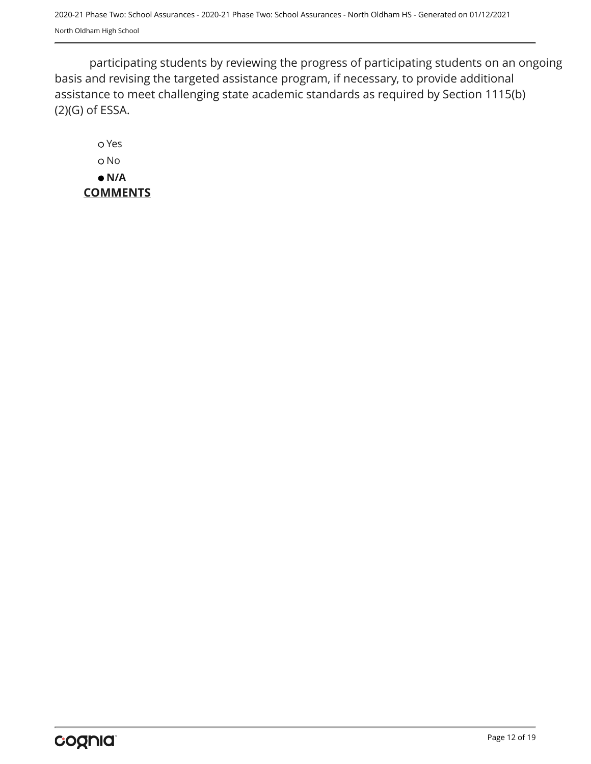participating students by reviewing the progress of participating students on an ongoing basis and revising the targeted assistance program, if necessary, to provide additional assistance to meet challenging state academic standards as required by Section 1115(b)(2)(G) of ESSA.

- ○ Yes
- ○ No
- ● **N/A**

**COMMENTS**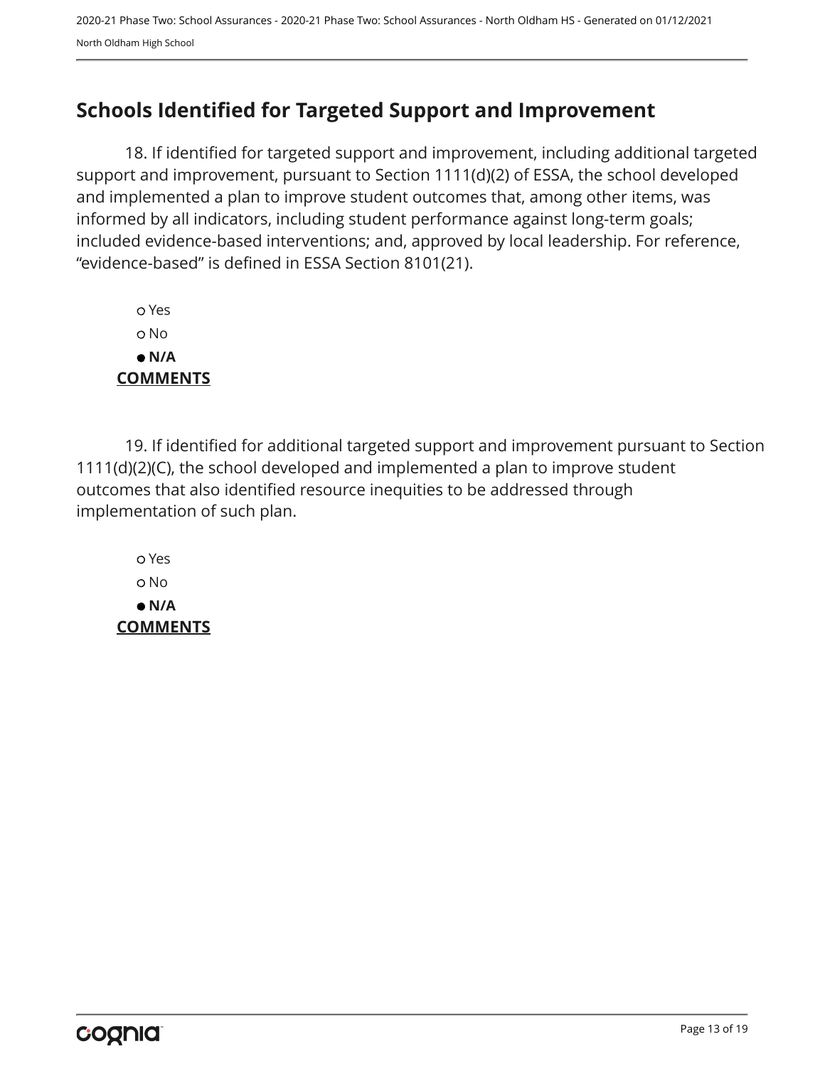## Schools Identified for Targeted Support and Improvement

18. If identified for targeted support and improvement, including additional targeted support and improvement, pursuant to Section 1111(d)(2) of ESSA, the school developed and implemented a plan to improve student outcomes that, among other items, was informed by all indicators, including student performance against long-term goals; included evidence-based interventions; and, approved by local leadership. For reference, "evidence-based" is defined in ESSA Section 8101(21).

- ○ Yes
- ○ No
- ● **N/A**

**COMMENTS**

19. If identified for additional targeted support and improvement pursuant to Section 1111(d)(2)(C), the school developed and implemented a plan to improve student outcomes that also identified resource inequities to be addressed through implementation of such plan.

- ○ Yes
- ○ No
- ● **N/A**

**COMMENTS**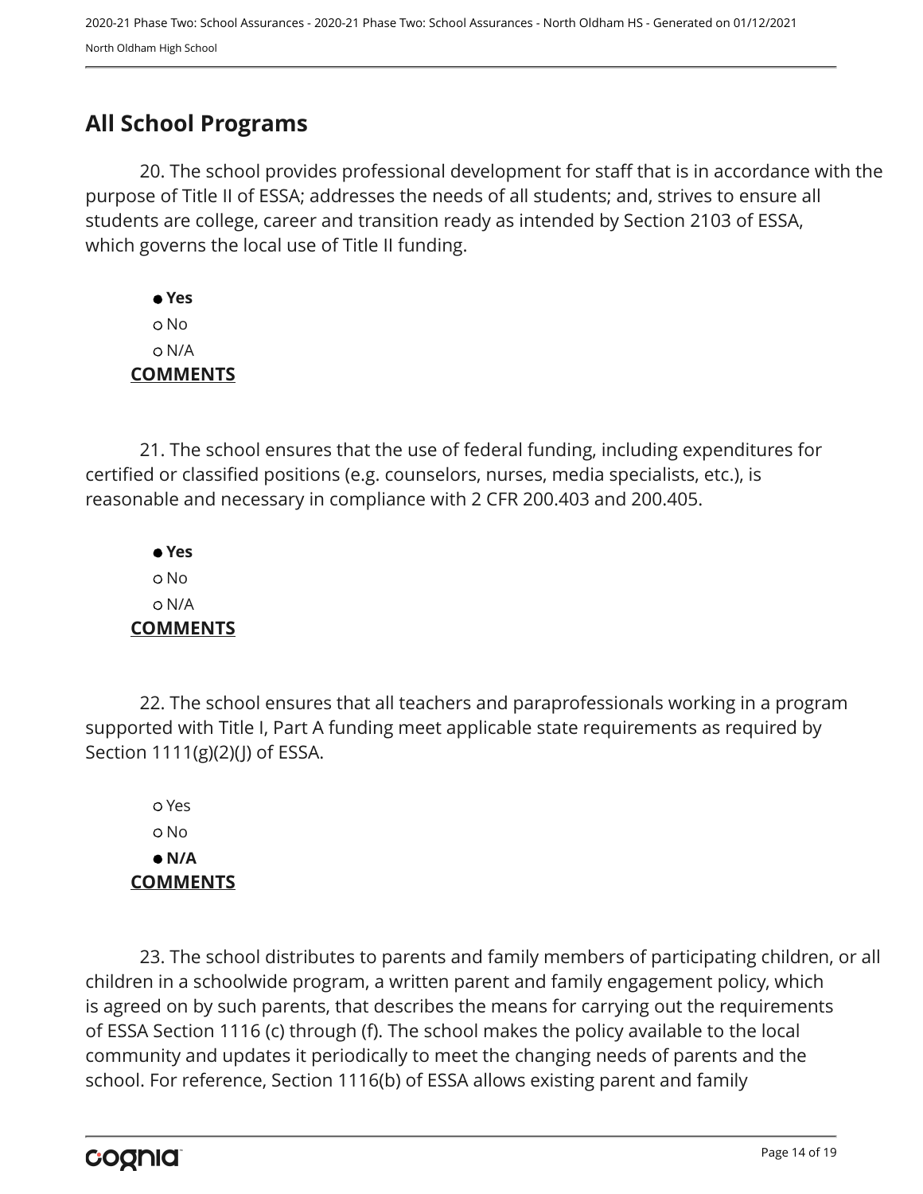## All School Programs

20. The school provides professional development for staff that is in accordance with the purpose of Title II of ESSA; addresses the needs of all students; and, strives to ensure all students are college, career and transition ready as intended by Section 2103 of ESSA, which governs the local use of Title II funding.

- ● **Yes**
- ○ No
- ○ N/A

**COMMENTS**

21. The school ensures that the use of federal funding, including expenditures for certified or classified positions (e.g. counselors, nurses, media specialists, etc.), is reasonable and necessary in compliance with 2 CFR 200.403 and 200.405.

- ● **Yes**
- ○ No
- ○ N/A

**COMMENTS**

22. The school ensures that all teachers and paraprofessionals working in a program supported with Title I, Part A funding meet applicable state requirements as required by Section 1111(g)(2)(J) of ESSA.

- ○ Yes
- ○ No
- ● **N/A**

**COMMENTS**

23. The school distributes to parents and family members of participating children, or all children in a schoolwide program, a written parent and family engagement policy, which is agreed on by such parents, that describes the means for carrying out the requirements of ESSA Section 1116 (c) through (f). The school makes the policy available to the local community and updates it periodically to meet the changing needs of parents and the school. For reference, Section 1116(b) of ESSA allows existing parent and family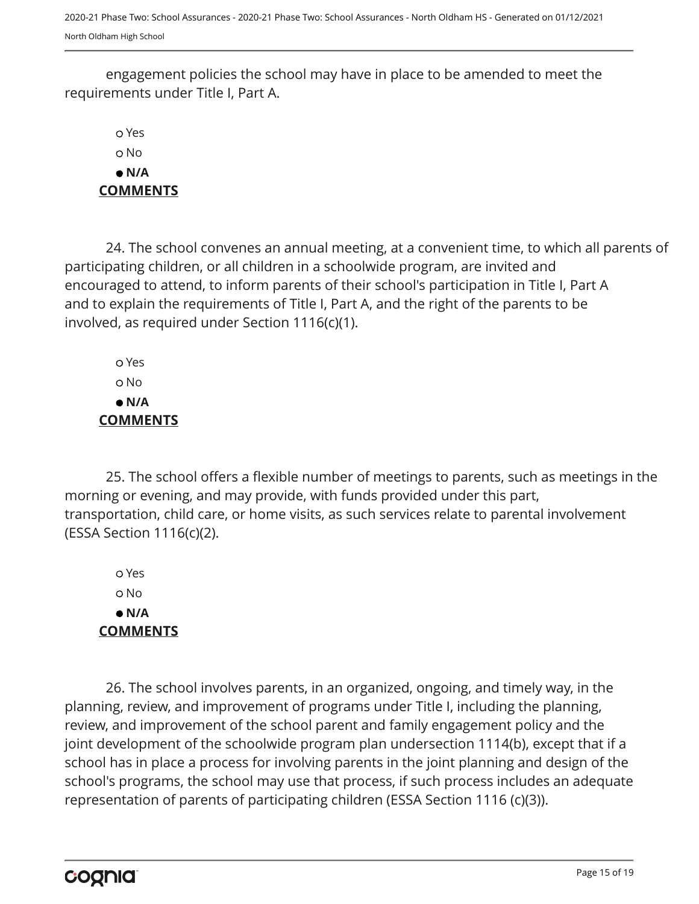engagement policies the school may have in place to be amended to meet the requirements under Title I, Part A.

- ○ Yes
- ○ No
- ● **N/A**

**COMMENTS**

24. The school convenes an annual meeting, at a convenient time, to which all parents of participating children, or all children in a schoolwide program, are invited and encouraged to attend, to inform parents of their school's participation in Title I, Part A and to explain the requirements of Title I, Part A, and the right of the parents to be involved, as required under Section 1116(c)(1).

- ○ Yes
- ○ No
- ● **N/A**

**COMMENTS**

25. The school offers a flexible number of meetings to parents, such as meetings in the morning or evening, and may provide, with funds provided under this part, transportation, child care, or home visits, as such services relate to parental involvement (ESSA Section 1116(c)(2).

- ○ Yes
- ○ No
- ● **N/A**

**COMMENTS**

26. The school involves parents, in an organized, ongoing, and timely way, in the planning, review, and improvement of programs under Title I, including the planning, review, and improvement of the school parent and family engagement policy and the joint development of the schoolwide program plan undersection 1114(b), except that if a school has in place a process for involving parents in the joint planning and design of the school's programs, the school may use that process, if such process includes an adequate representation of parents of participating children (ESSA Section 1116 (c)(3)).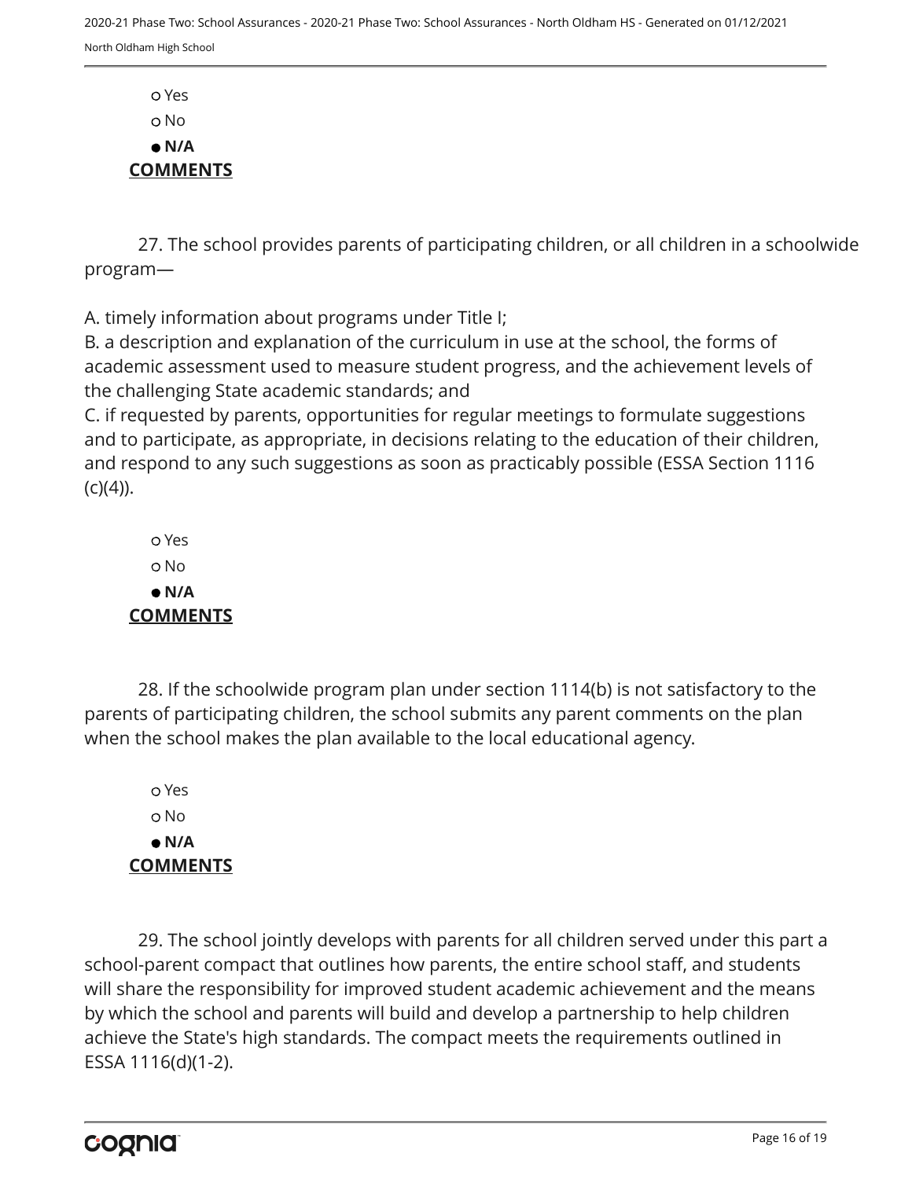- ○ Yes
- ○ No
- ● **N/A**

**COMMENTS**

27. The school provides parents of participating children, or all children in a schoolwide program—

A. timely information about programs under Title I;
B. a description and explanation of the curriculum in use at the school, the forms of academic assessment used to measure student progress, and the achievement levels of the challenging State academic standards; and
C. if requested by parents, opportunities for regular meetings to formulate suggestions and to participate, as appropriate, in decisions relating to the education of their children, and respond to any such suggestions as soon as practicably possible (ESSA Section 1116 (c)(4)).

- ○ Yes
- ○ No
- ● **N/A**

**COMMENTS**

28. If the schoolwide program plan under section 1114(b) is not satisfactory to the parents of participating children, the school submits any parent comments on the plan when the school makes the plan available to the local educational agency.

- ○ Yes
- ○ No
- ● **N/A**

**COMMENTS**

29. The school jointly develops with parents for all children served under this part a school-parent compact that outlines how parents, the entire school staff, and students will share the responsibility for improved student academic achievement and the means by which the school and parents will build and develop a partnership to help children achieve the State's high standards. The compact meets the requirements outlined in ESSA 1116(d)(1-2).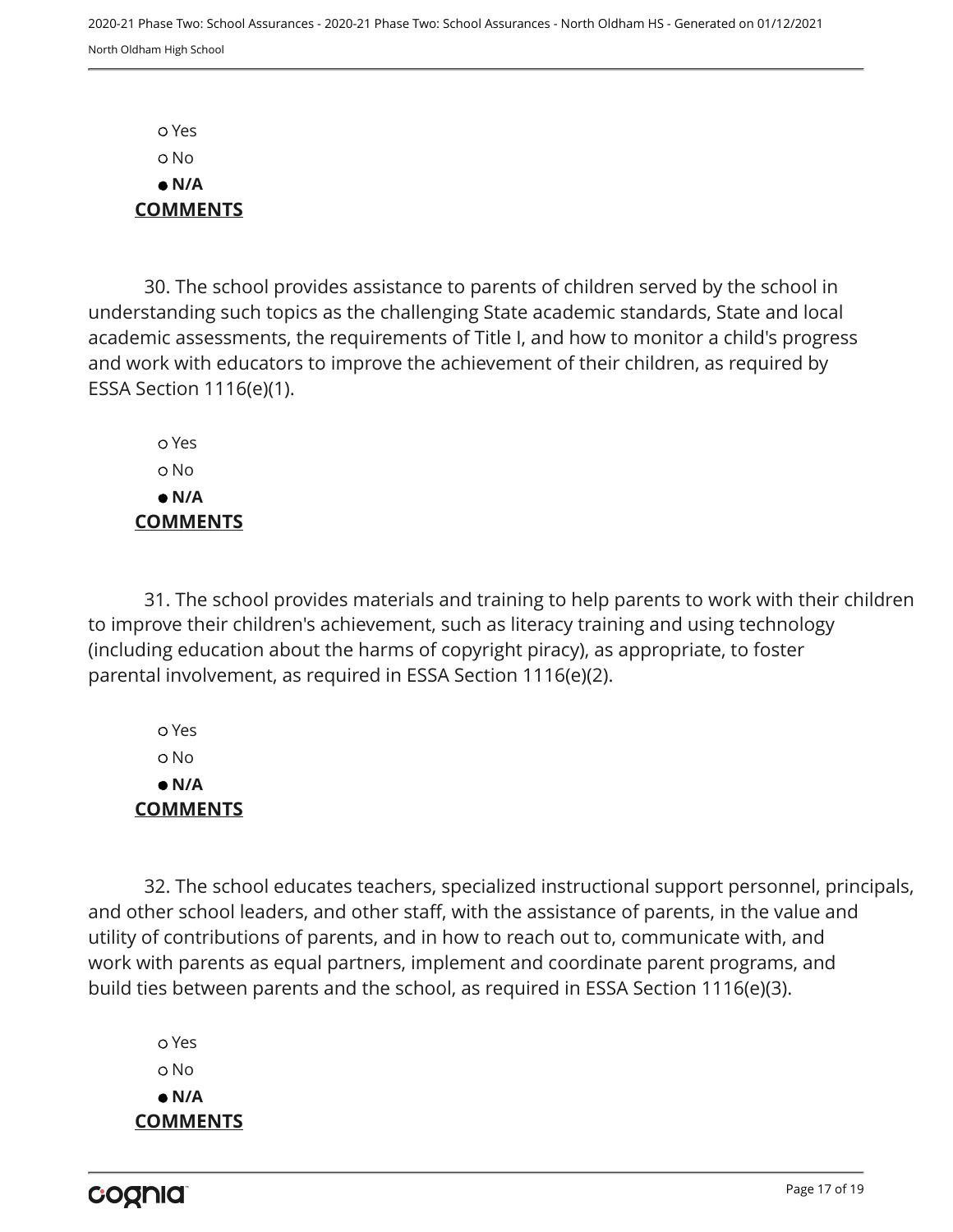- Yes
- No
- **N/A**

**COMMENTS**

30. The school provides assistance to parents of children served by the school in understanding such topics as the challenging State academic standards, State and local academic assessments, the requirements of Title I, and how to monitor a child's progress and work with educators to improve the achievement of their children, as required by ESSA Section 1116(e)(1).

- Yes
- No
- **N/A**

**COMMENTS**

31. The school provides materials and training to help parents to work with their children to improve their children's achievement, such as literacy training and using technology (including education about the harms of copyright piracy), as appropriate, to foster parental involvement, as required in ESSA Section 1116(e)(2).

- Yes
- No
- **N/A**

**COMMENTS**

32. The school educates teachers, specialized instructional support personnel, principals, and other school leaders, and other staff, with the assistance of parents, in the value and utility of contributions of parents, and in how to reach out to, communicate with, and work with parents as equal partners, implement and coordinate parent programs, and build ties between parents and the school, as required in ESSA Section 1116(e)(3).

- Yes
- No
- **N/A**

**COMMENTS**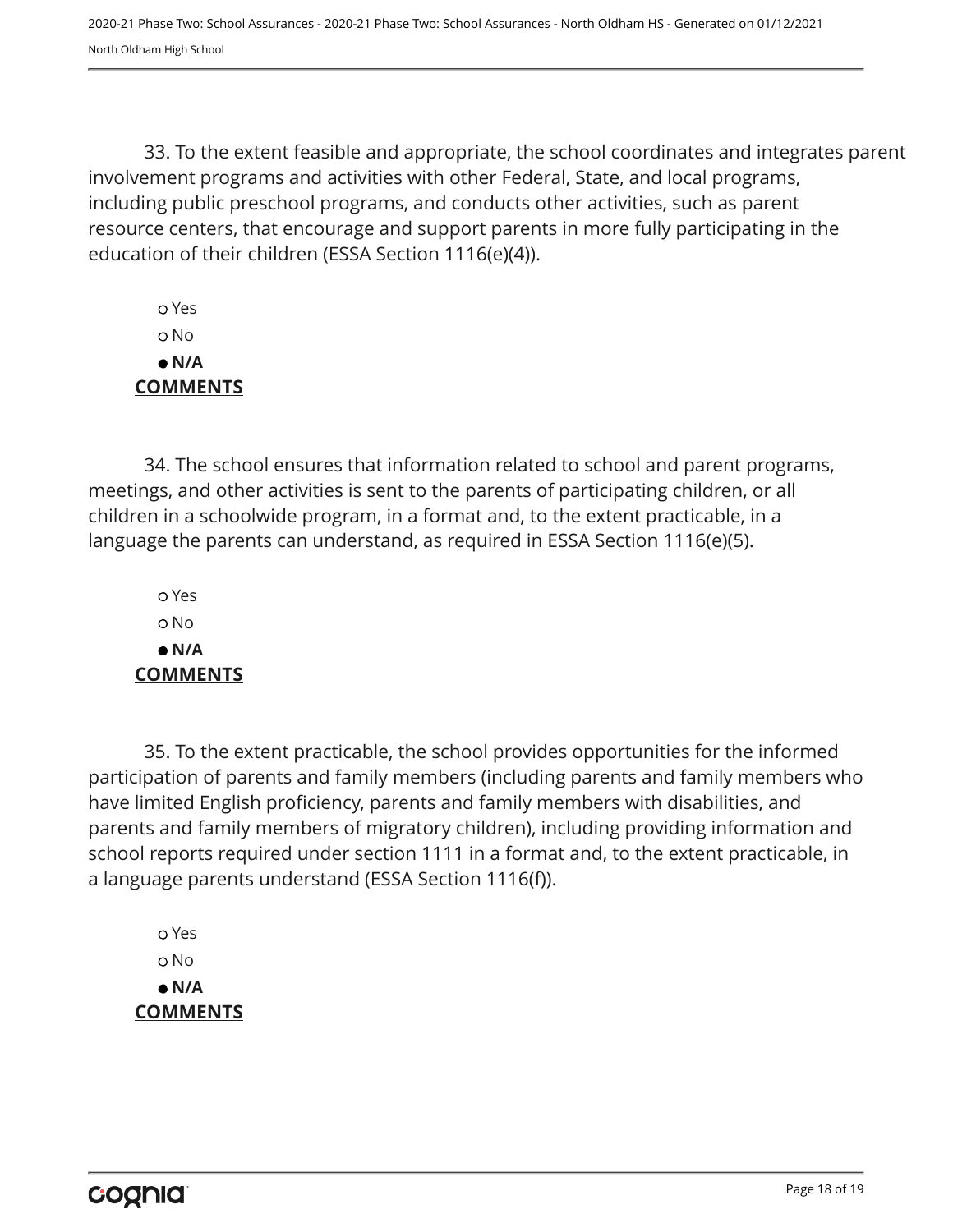33. To the extent feasible and appropriate, the school coordinates and integrates parent involvement programs and activities with other Federal, State, and local programs, including public preschool programs, and conducts other activities, such as parent resource centers, that encourage and support parents in more fully participating in the education of their children (ESSA Section 1116(e)(4)).

○ Yes
○ No
● **N/A**

**COMMENTS**

34. The school ensures that information related to school and parent programs, meetings, and other activities is sent to the parents of participating children, or all children in a schoolwide program, in a format and, to the extent practicable, in a language the parents can understand, as required in ESSA Section 1116(e)(5).

○ Yes
○ No
● **N/A**

**COMMENTS**

35. To the extent practicable, the school provides opportunities for the informed participation of parents and family members (including parents and family members who have limited English proficiency, parents and family members with disabilities, and parents and family members of migratory children), including providing information and school reports required under section 1111 in a format and, to the extent practicable, in a language parents understand (ESSA Section 1116(f)).

○ Yes
○ No
● **N/A**

**COMMENTS**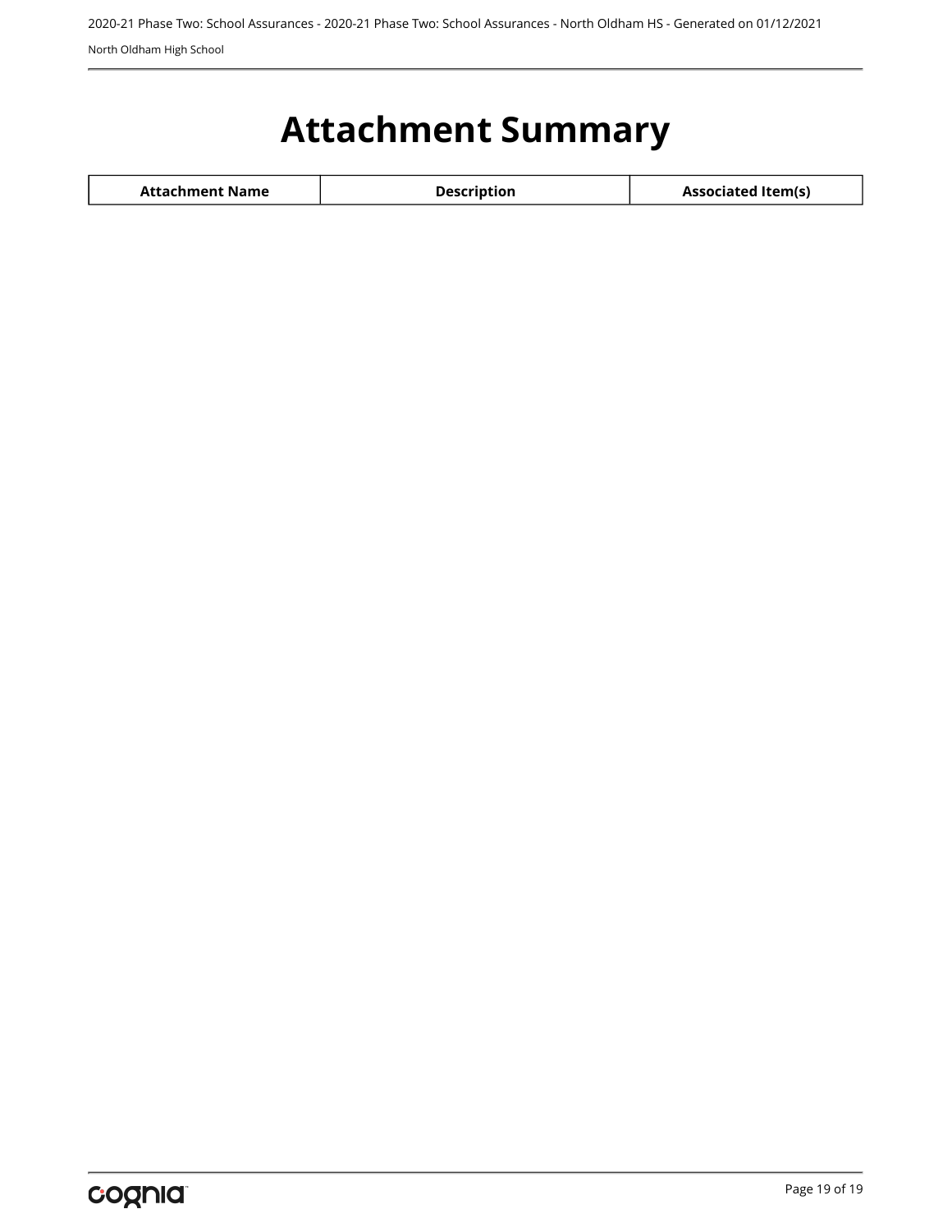# Attachment Summary

| Attachment Name | Description | Associated Item(s) |
|---|---|---|